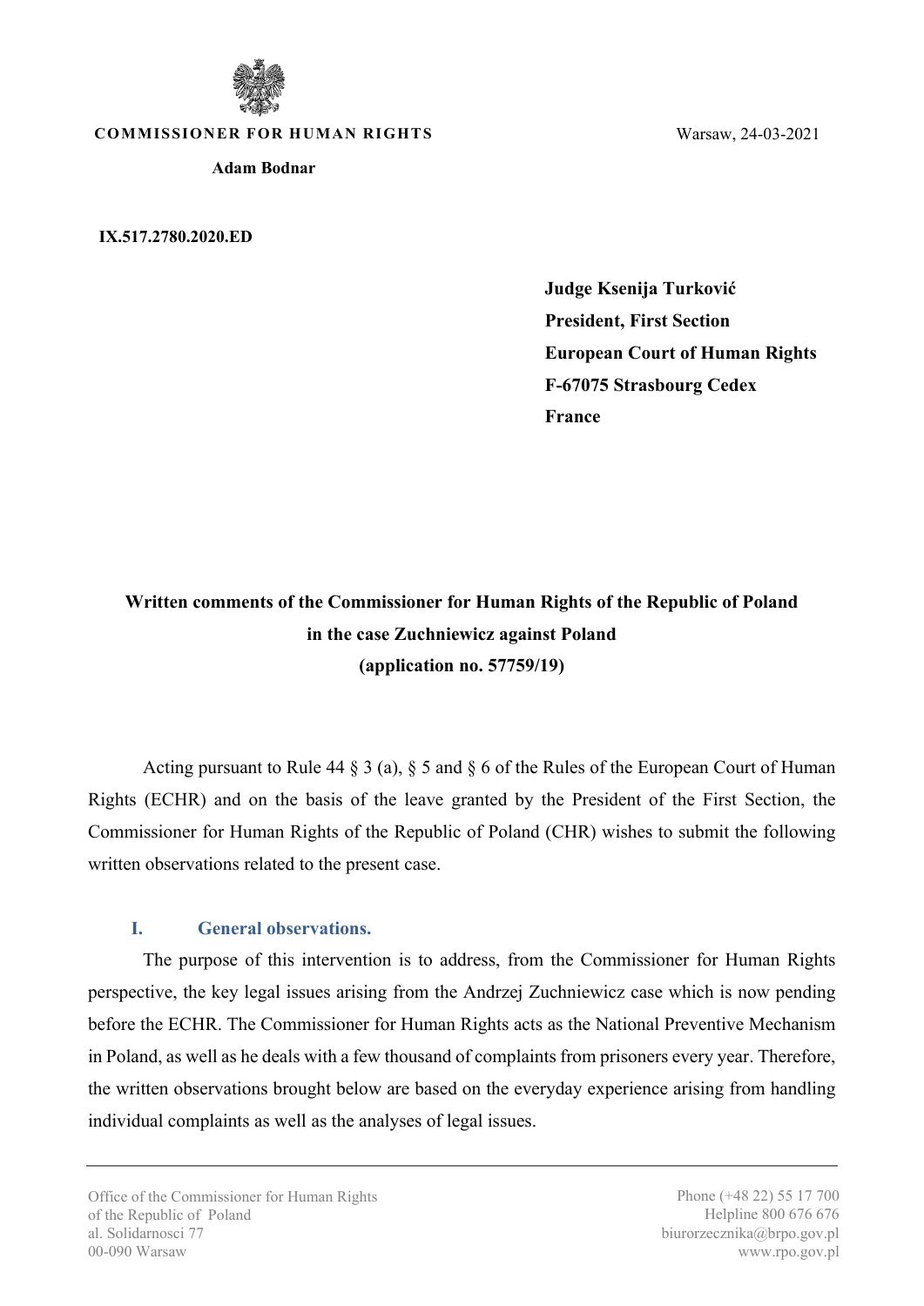**COMMISSIONER FOR HUMAN RIGHTS**

**Adam Bodnar**

Warsaw, 24-03-2021

**IX.517.2780.2020.ED**

**Judge Ksenija Turković**
**President, First Section**
**European Court of Human Rights**
**F-67075 Strasbourg Cedex**
**France**

**Written comments of the Commissioner for Human Rights of the Republic of Poland in the case Zuchniewicz against Poland (application no. 57759/19)**

Acting pursuant to Rule 44 § 3 (a), § 5 and § 6 of the Rules of the European Court of Human Rights (ECHR) and on the basis of the leave granted by the President of the First Section, the Commissioner for Human Rights of the Republic of Poland (CHR) wishes to submit the following written observations related to the present case.

## I. General observations.

The purpose of this intervention is to address, from the Commissioner for Human Rights perspective, the key legal issues arising from the Andrzej Zuchniewicz case which is now pending before the ECHR. The Commissioner for Human Rights acts as the National Preventive Mechanism in Poland, as well as he deals with a few thousand of complaints from prisoners every year. Therefore, the written observations brought below are based on the everyday experience arising from handling individual complaints as well as the analyses of legal issues.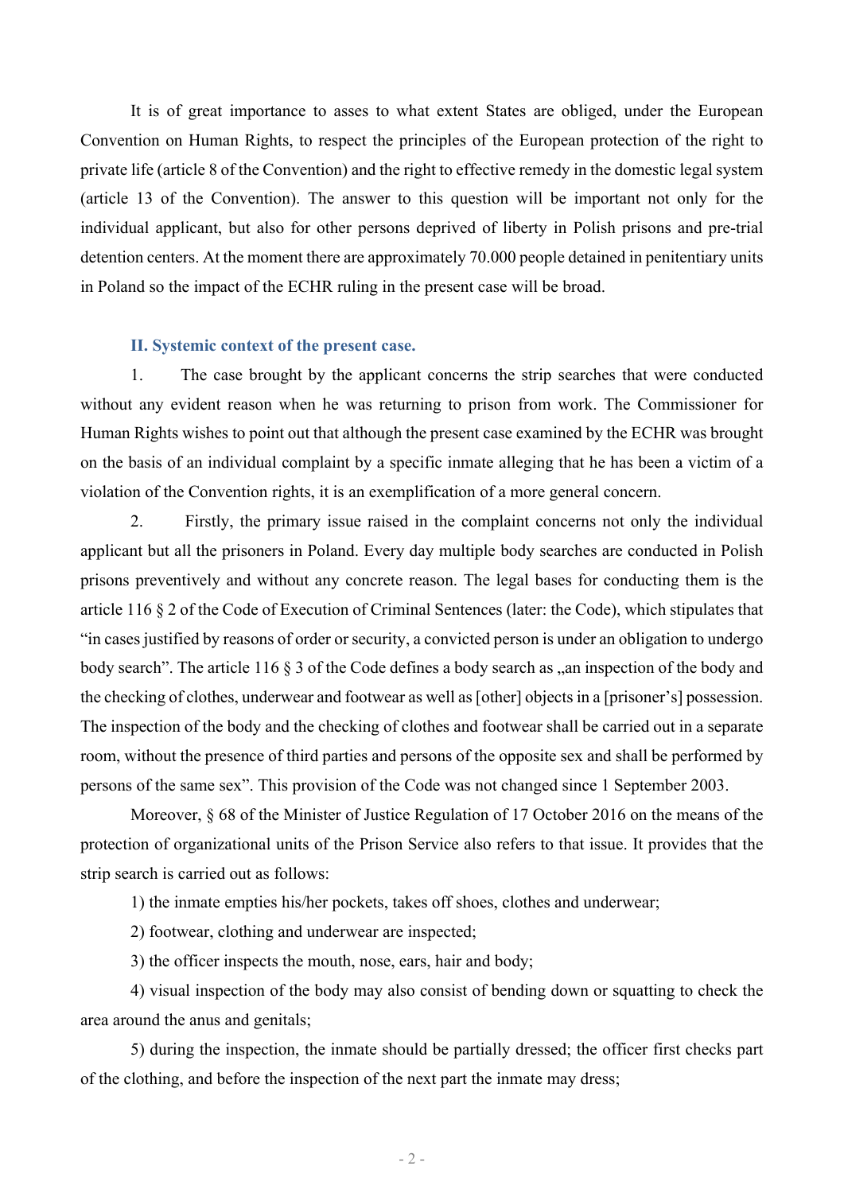It is of great importance to asses to what extent States are obliged, under the European Convention on Human Rights, to respect the principles of the European protection of the right to private life (article 8 of the Convention) and the right to effective remedy in the domestic legal system (article 13 of the Convention). The answer to this question will be important not only for the individual applicant, but also for other persons deprived of liberty in Polish prisons and pre-trial detention centers. At the moment there are approximately 70.000 people detained in penitentiary units in Poland so the impact of the ECHR ruling in the present case will be broad.

## II. Systemic context of the present case.

1. The case brought by the applicant concerns the strip searches that were conducted without any evident reason when he was returning to prison from work. The Commissioner for Human Rights wishes to point out that although the present case examined by the ECHR was brought on the basis of an individual complaint by a specific inmate alleging that he has been a victim of a violation of the Convention rights, it is an exemplification of a more general concern.

2. Firstly, the primary issue raised in the complaint concerns not only the individual applicant but all the prisoners in Poland. Every day multiple body searches are conducted in Polish prisons preventively and without any concrete reason. The legal bases for conducting them is the article 116 § 2 of the Code of Execution of Criminal Sentences (later: the Code), which stipulates that "in cases justified by reasons of order or security, a convicted person is under an obligation to undergo body search". The article 116 § 3 of the Code defines a body search as „an inspection of the body and the checking of clothes, underwear and footwear as well as [other] objects in a [prisoner's] possession. The inspection of the body and the checking of clothes and footwear shall be carried out in a separate room, without the presence of third parties and persons of the opposite sex and shall be performed by persons of the same sex". This provision of the Code was not changed since 1 September 2003.

Moreover, § 68 of the Minister of Justice Regulation of 17 October 2016 on the means of the protection of organizational units of the Prison Service also refers to that issue. It provides that the strip search is carried out as follows:

1) the inmate empties his/her pockets, takes off shoes, clothes and underwear;

2) footwear, clothing and underwear are inspected;

3) the officer inspects the mouth, nose, ears, hair and body;

4) visual inspection of the body may also consist of bending down or squatting to check the area around the anus and genitals;

5) during the inspection, the inmate should be partially dressed; the officer first checks part of the clothing, and before the inspection of the next part the inmate may dress;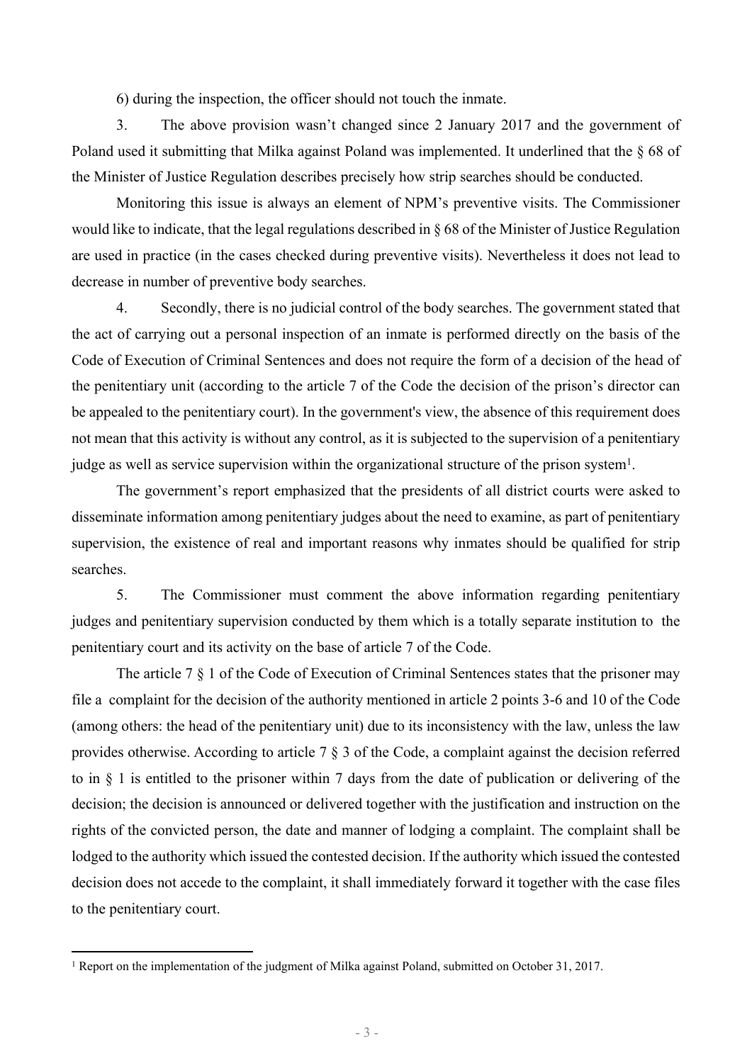6) during the inspection, the officer should not touch the inmate.

3. The above provision wasn't changed since 2 January 2017 and the government of Poland used it submitting that Milka against Poland was implemented. It underlined that the § 68 of the Minister of Justice Regulation describes precisely how strip searches should be conducted.

Monitoring this issue is always an element of NPM's preventive visits. The Commissioner would like to indicate, that the legal regulations described in § 68 of the Minister of Justice Regulation are used in practice (in the cases checked during preventive visits). Nevertheless it does not lead to decrease in number of preventive body searches.

4. Secondly, there is no judicial control of the body searches. The government stated that the act of carrying out a personal inspection of an inmate is performed directly on the basis of the Code of Execution of Criminal Sentences and does not require the form of a decision of the head of the penitentiary unit (according to the article 7 of the Code the decision of the prison's director can be appealed to the penitentiary court). In the government's view, the absence of this requirement does not mean that this activity is without any control, as it is subjected to the supervision of a penitentiary judge as well as service supervision within the organizational structure of the prison system[1].

The government's report emphasized that the presidents of all district courts were asked to disseminate information among penitentiary judges about the need to examine, as part of penitentiary supervision, the existence of real and important reasons why inmates should be qualified for strip searches.

5. The Commissioner must comment the above information regarding penitentiary judges and penitentiary supervision conducted by them which is a totally separate institution to the penitentiary court and its activity on the base of article 7 of the Code.

The article 7 § 1 of the Code of Execution of Criminal Sentences states that the prisoner may file a complaint for the decision of the authority mentioned in article 2 points 3-6 and 10 of the Code (among others: the head of the penitentiary unit) due to its inconsistency with the law, unless the law provides otherwise. According to article 7 § 3 of the Code, a complaint against the decision referred to in § 1 is entitled to the prisoner within 7 days from the date of publication or delivering of the decision; the decision is announced or delivered together with the justification and instruction on the rights of the convicted person, the date and manner of lodging a complaint. The complaint shall be lodged to the authority which issued the contested decision. If the authority which issued the contested decision does not accede to the complaint, it shall immediately forward it together with the case files to the penitentiary court.

[1] Report on the implementation of the judgment of Milka against Poland, submitted on October 31, 2017.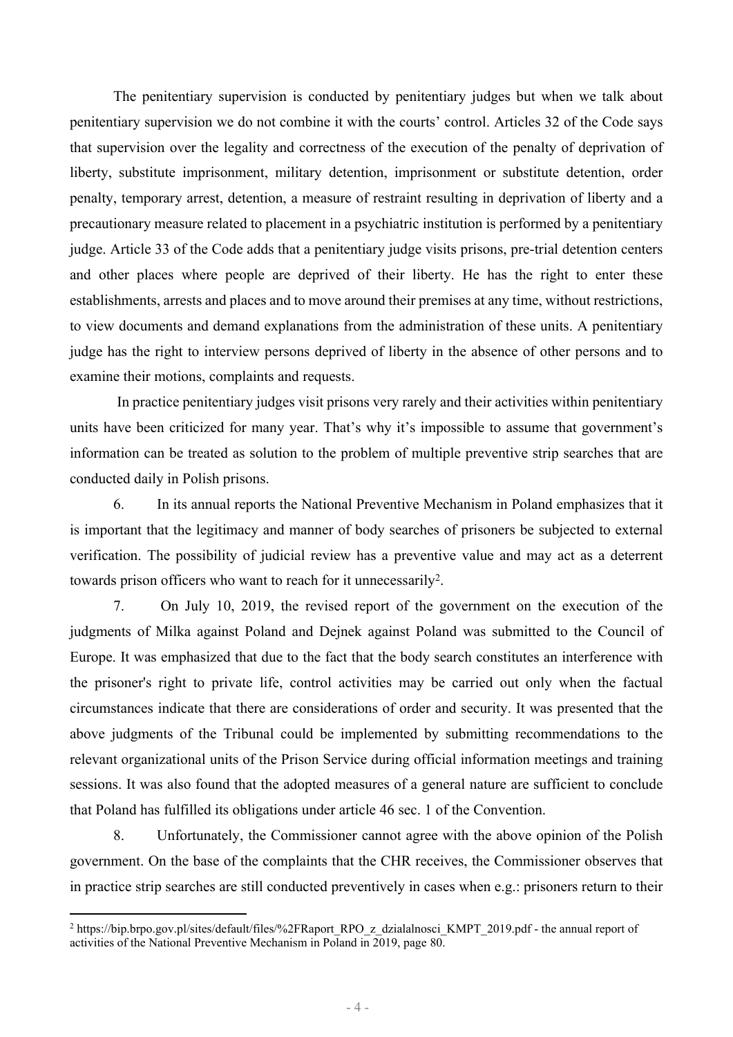The penitentiary supervision is conducted by penitentiary judges but when we talk about penitentiary supervision we do not combine it with the courts' control. Articles 32 of the Code says that supervision over the legality and correctness of the execution of the penalty of deprivation of liberty, substitute imprisonment, military detention, imprisonment or substitute detention, order penalty, temporary arrest, detention, a measure of restraint resulting in deprivation of liberty and a precautionary measure related to placement in a psychiatric institution is performed by a penitentiary judge. Article 33 of the Code adds that a penitentiary judge visits prisons, pre-trial detention centers and other places where people are deprived of their liberty. He has the right to enter these establishments, arrests and places and to move around their premises at any time, without restrictions, to view documents and demand explanations from the administration of these units. A penitentiary judge has the right to interview persons deprived of liberty in the absence of other persons and to examine their motions, complaints and requests.

In practice penitentiary judges visit prisons very rarely and their activities within penitentiary units have been criticized for many year. That's why it's impossible to assume that government's information can be treated as solution to the problem of multiple preventive strip searches that are conducted daily in Polish prisons.

6. In its annual reports the National Preventive Mechanism in Poland emphasizes that it is important that the legitimacy and manner of body searches of prisoners be subjected to external verification. The possibility of judicial review has a preventive value and may act as a deterrent towards prison officers who want to reach for it unnecessarily[2].

7. On July 10, 2019, the revised report of the government on the execution of the judgments of Milka against Poland and Dejnek against Poland was submitted to the Council of Europe. It was emphasized that due to the fact that the body search constitutes an interference with the prisoner's right to private life, control activities may be carried out only when the factual circumstances indicate that there are considerations of order and security. It was presented that the above judgments of the Tribunal could be implemented by submitting recommendations to the relevant organizational units of the Prison Service during official information meetings and training sessions. It was also found that the adopted measures of a general nature are sufficient to conclude that Poland has fulfilled its obligations under article 46 sec. 1 of the Convention.

8. Unfortunately, the Commissioner cannot agree with the above opinion of the Polish government. On the base of the complaints that the CHR receives, the Commissioner observes that in practice strip searches are still conducted preventively in cases when e.g.: prisoners return to their

[2] https://bip.brpo.gov.pl/sites/default/files/%2FRaport_RPO_z_dzialalnosci_KMPT_2019.pdf - the annual report of activities of the National Preventive Mechanism in Poland in 2019, page 80.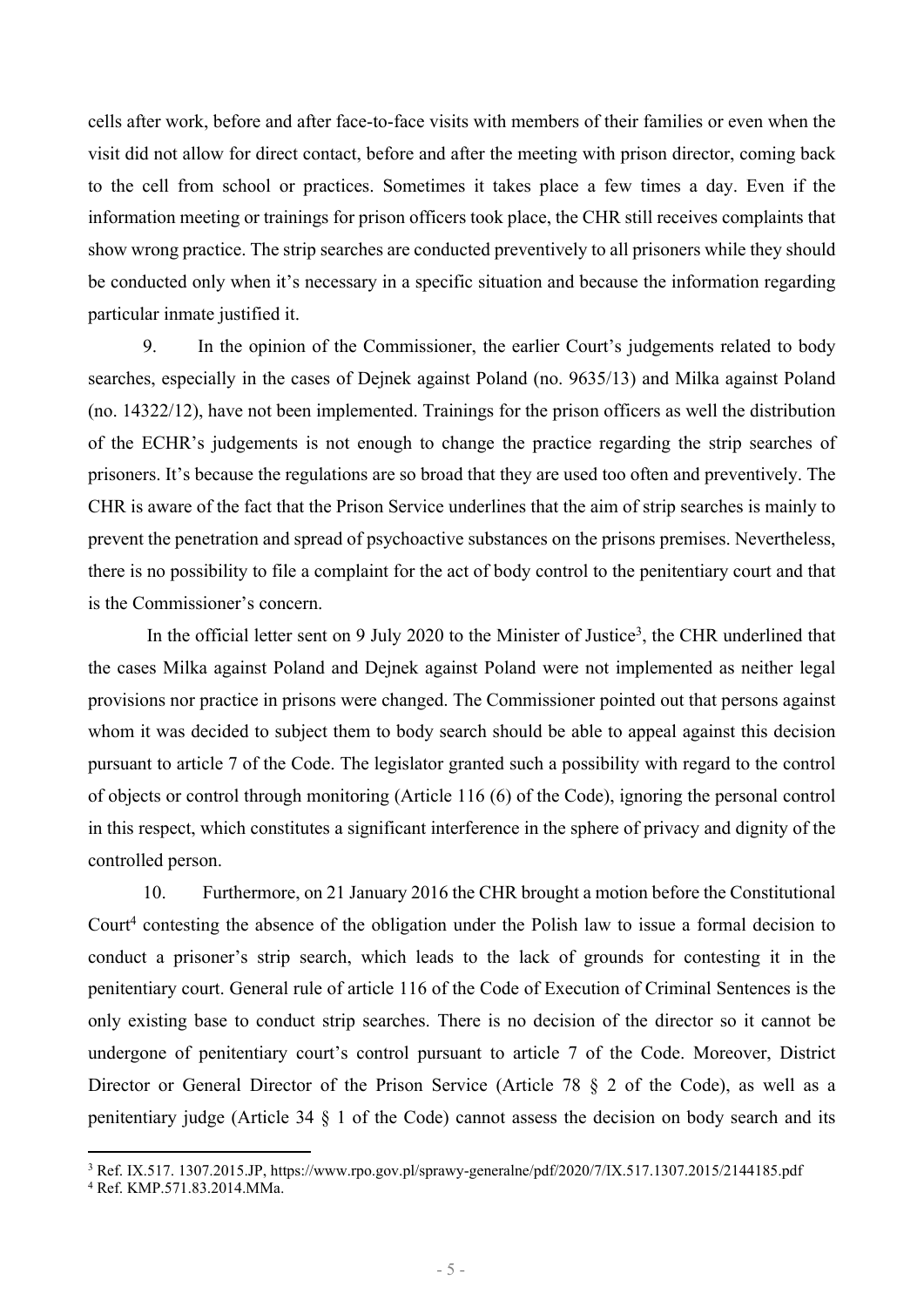cells after work, before and after face-to-face visits with members of their families or even when the visit did not allow for direct contact, before and after the meeting with prison director, coming back to the cell from school or practices. Sometimes it takes place a few times a day. Even if the information meeting or trainings for prison officers took place, the CHR still receives complaints that show wrong practice. The strip searches are conducted preventively to all prisoners while they should be conducted only when it's necessary in a specific situation and because the information regarding particular inmate justified it.

9. In the opinion of the Commissioner, the earlier Court's judgements related to body searches, especially in the cases of Dejnek against Poland (no. 9635/13) and Milka against Poland (no. 14322/12), have not been implemented. Trainings for the prison officers as well the distribution of the ECHR's judgements is not enough to change the practice regarding the strip searches of prisoners. It's because the regulations are so broad that they are used too often and preventively. The CHR is aware of the fact that the Prison Service underlines that the aim of strip searches is mainly to prevent the penetration and spread of psychoactive substances on the prisons premises. Nevertheless, there is no possibility to file a complaint for the act of body control to the penitentiary court and that is the Commissioner's concern.

In the official letter sent on 9 July 2020 to the Minister of Justice[3], the CHR underlined that the cases Milka against Poland and Dejnek against Poland were not implemented as neither legal provisions nor practice in prisons were changed. The Commissioner pointed out that persons against whom it was decided to subject them to body search should be able to appeal against this decision pursuant to article 7 of the Code. The legislator granted such a possibility with regard to the control of objects or control through monitoring (Article 116 (6) of the Code), ignoring the personal control in this respect, which constitutes a significant interference in the sphere of privacy and dignity of the controlled person.

10. Furthermore, on 21 January 2016 the CHR brought a motion before the Constitutional Court[4] contesting the absence of the obligation under the Polish law to issue a formal decision to conduct a prisoner's strip search, which leads to the lack of grounds for contesting it in the penitentiary court. General rule of article 116 of the Code of Execution of Criminal Sentences is the only existing base to conduct strip searches. There is no decision of the director so it cannot be undergone of penitentiary court's control pursuant to article 7 of the Code. Moreover, District Director or General Director of the Prison Service (Article 78 § 2 of the Code), as well as a penitentiary judge (Article 34 § 1 of the Code) cannot assess the decision on body search and its

[3] Ref. IX.517. 1307.2015.JP, https://www.rpo.gov.pl/sprawy-generalne/pdf/2020/7/IX.517.1307.2015/2144185.pdf

[4] Ref. KMP.571.83.2014.MMa.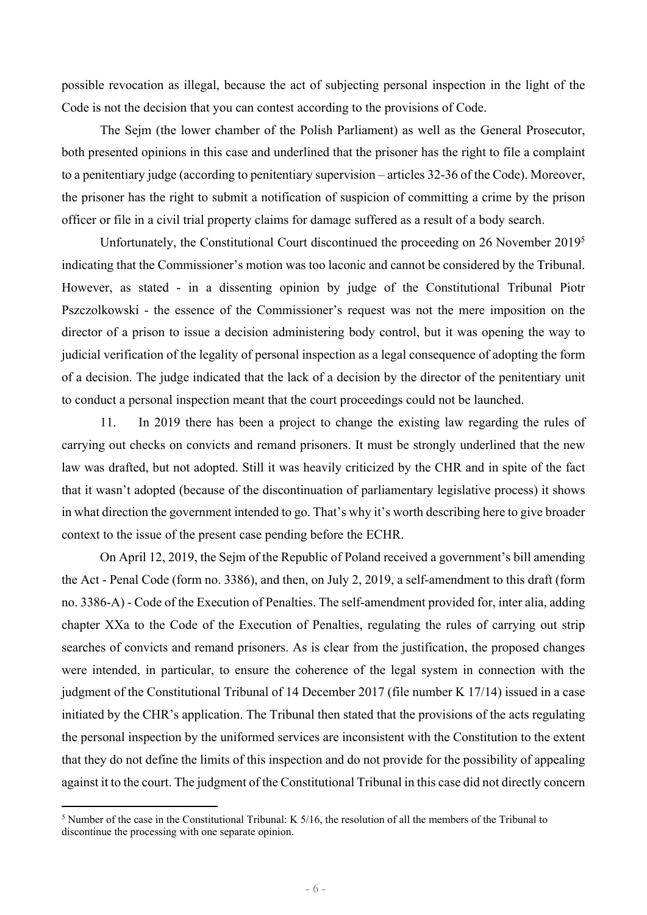possible revocation as illegal, because the act of subjecting personal inspection in the light of the Code is not the decision that you can contest according to the provisions of Code.

The Sejm (the lower chamber of the Polish Parliament) as well as the General Prosecutor, both presented opinions in this case and underlined that the prisoner has the right to file a complaint to a penitentiary judge (according to penitentiary supervision – articles 32-36 of the Code). Moreover, the prisoner has the right to submit a notification of suspicion of committing a crime by the prison officer or file in a civil trial property claims for damage suffered as a result of a body search.

Unfortunately, the Constitutional Court discontinued the proceeding on 26 November 2019[5] indicating that the Commissioner's motion was too laconic and cannot be considered by the Tribunal. However, as stated - in a dissenting opinion by judge of the Constitutional Tribunal Piotr Pszczolkowski - the essence of the Commissioner's request was not the mere imposition on the director of a prison to issue a decision administering body control, but it was opening the way to judicial verification of the legality of personal inspection as a legal consequence of adopting the form of a decision. The judge indicated that the lack of a decision by the director of the penitentiary unit to conduct a personal inspection meant that the court proceedings could not be launched.

11. In 2019 there has been a project to change the existing law regarding the rules of carrying out checks on convicts and remand prisoners. It must be strongly underlined that the new law was drafted, but not adopted. Still it was heavily criticized by the CHR and in spite of the fact that it wasn't adopted (because of the discontinuation of parliamentary legislative process) it shows in what direction the government intended to go. That's why it's worth describing here to give broader context to the issue of the present case pending before the ECHR.

On April 12, 2019, the Sejm of the Republic of Poland received a government's bill amending the Act - Penal Code (form no. 3386), and then, on July 2, 2019, a self-amendment to this draft (form no. 3386-A) - Code of the Execution of Penalties. The self-amendment provided for, inter alia, adding chapter XXa to the Code of the Execution of Penalties, regulating the rules of carrying out strip searches of convicts and remand prisoners. As is clear from the justification, the proposed changes were intended, in particular, to ensure the coherence of the legal system in connection with the judgment of the Constitutional Tribunal of 14 December 2017 (file number K 17/14) issued in a case initiated by the CHR's application. The Tribunal then stated that the provisions of the acts regulating the personal inspection by the uniformed services are inconsistent with the Constitution to the extent that they do not define the limits of this inspection and do not provide for the possibility of appealing against it to the court. The judgment of the Constitutional Tribunal in this case did not directly concern

---

[5] Number of the case in the Constitutional Tribunal: K 5/16, the resolution of all the members of the Tribunal to discontinue the processing with one separate opinion.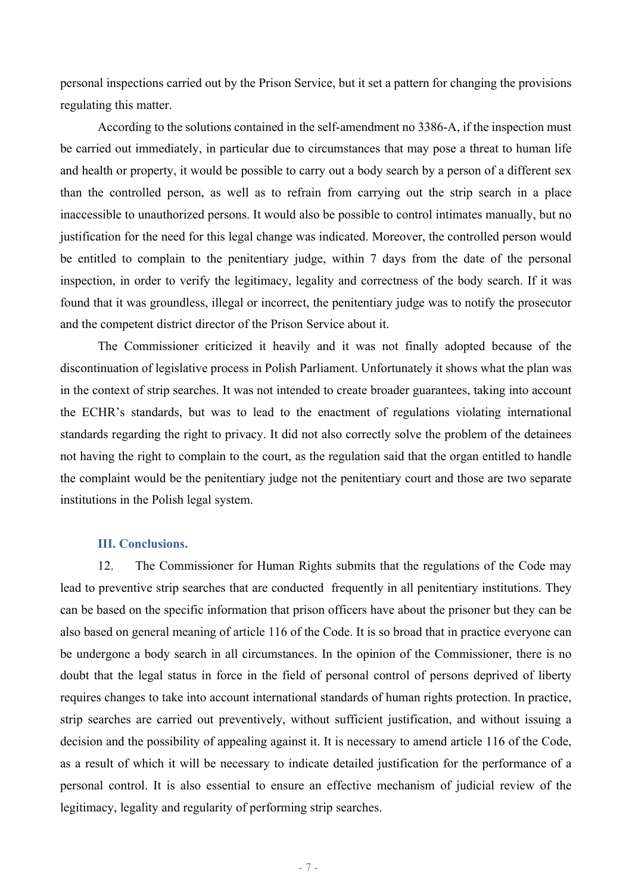personal inspections carried out by the Prison Service, but it set a pattern for changing the provisions regulating this matter.

According to the solutions contained in the self-amendment no 3386-A, if the inspection must be carried out immediately, in particular due to circumstances that may pose a threat to human life and health or property, it would be possible to carry out a body search by a person of a different sex than the controlled person, as well as to refrain from carrying out the strip search in a place inaccessible to unauthorized persons. It would also be possible to control intimates manually, but no justification for the need for this legal change was indicated. Moreover, the controlled person would be entitled to complain to the penitentiary judge, within 7 days from the date of the personal inspection, in order to verify the legitimacy, legality and correctness of the body search. If it was found that it was groundless, illegal or incorrect, the penitentiary judge was to notify the prosecutor and the competent district director of the Prison Service about it.

The Commissioner criticized it heavily and it was not finally adopted because of the discontinuation of legislative process in Polish Parliament. Unfortunately it shows what the plan was in the context of strip searches. It was not intended to create broader guarantees, taking into account the ECHR's standards, but was to lead to the enactment of regulations violating international standards regarding the right to privacy. It did not also correctly solve the problem of the detainees not having the right to complain to the court, as the regulation said that the organ entitled to handle the complaint would be the penitentiary judge not the penitentiary court and those are two separate institutions in the Polish legal system.

## III. Conclusions.

12. The Commissioner for Human Rights submits that the regulations of the Code may lead to preventive strip searches that are conducted frequently in all penitentiary institutions. They can be based on the specific information that prison officers have about the prisoner but they can be also based on general meaning of article 116 of the Code. It is so broad that in practice everyone can be undergone a body search in all circumstances. In the opinion of the Commissioner, there is no doubt that the legal status in force in the field of personal control of persons deprived of liberty requires changes to take into account international standards of human rights protection. In practice, strip searches are carried out preventively, without sufficient justification, and without issuing a decision and the possibility of appealing against it. It is necessary to amend article 116 of the Code, as a result of which it will be necessary to indicate detailed justification for the performance of a personal control. It is also essential to ensure an effective mechanism of judicial review of the legitimacy, legality and regularity of performing strip searches.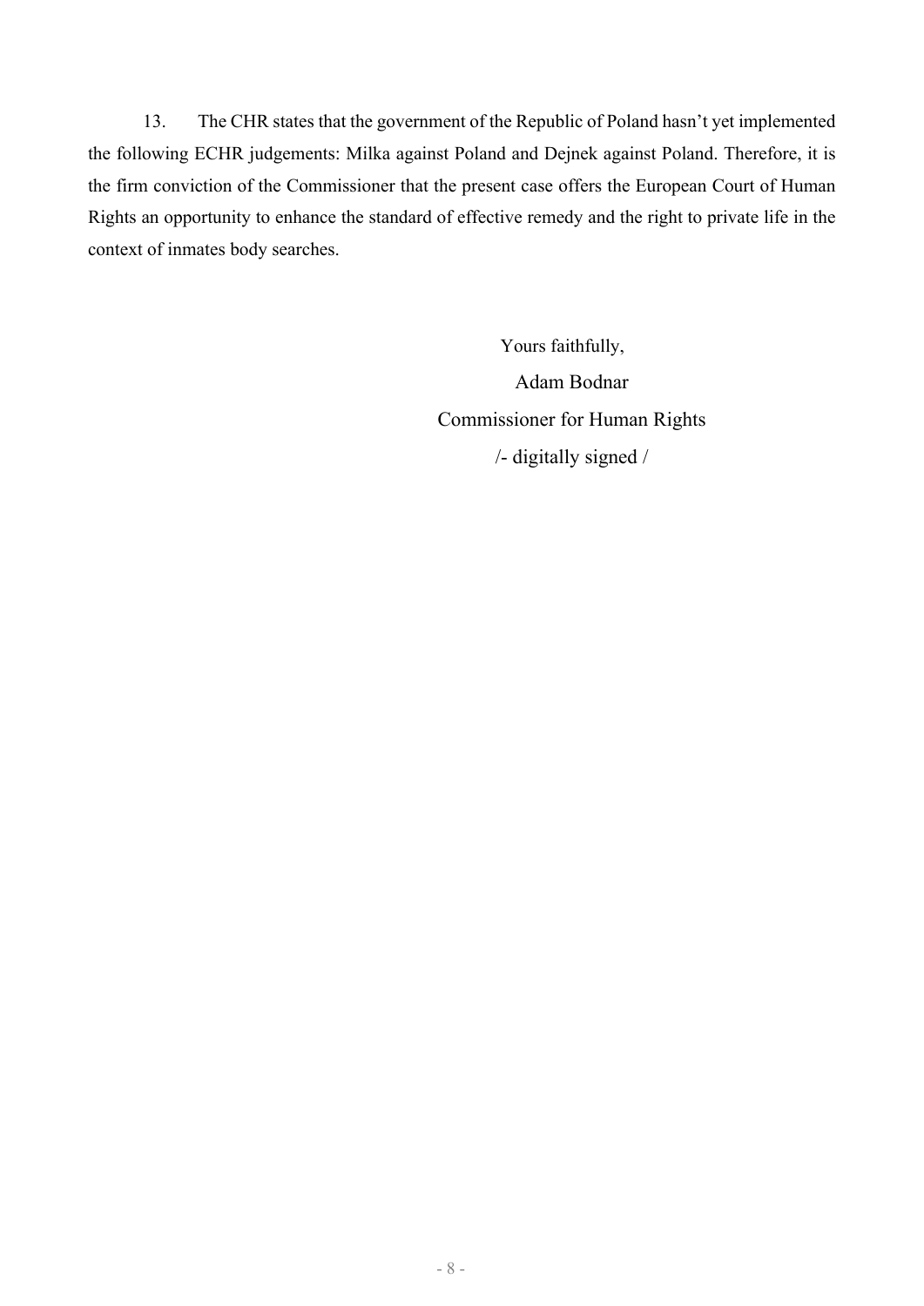13. The CHR states that the government of the Republic of Poland hasn't yet implemented the following ECHR judgements: Milka against Poland and Dejnek against Poland. Therefore, it is the firm conviction of the Commissioner that the present case offers the European Court of Human Rights an opportunity to enhance the standard of effective remedy and the right to private life in the context of inmates body searches.

Yours faithfully,

Adam Bodnar

Commissioner for Human Rights

/- digitally signed /